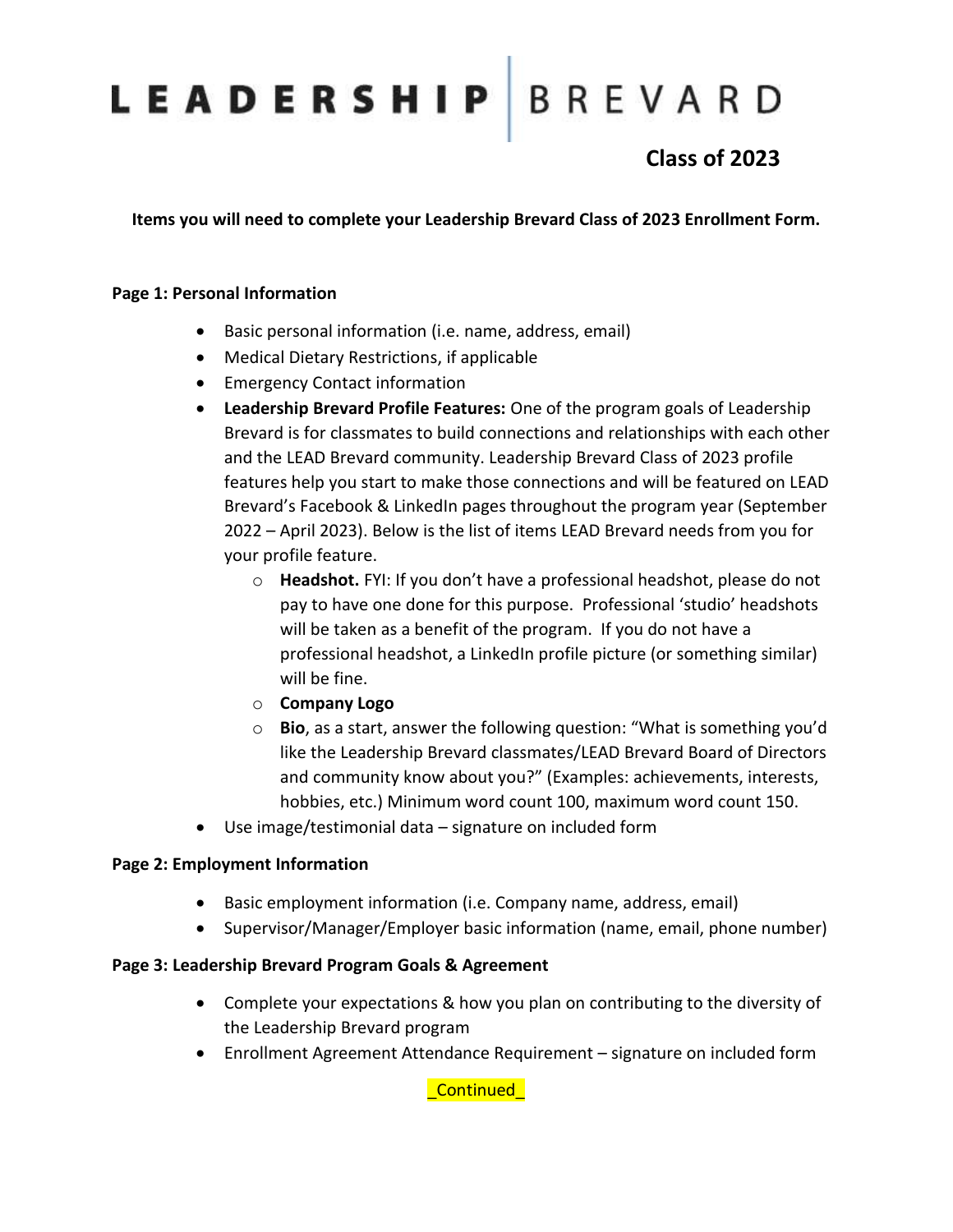# LEADERSHIP | BREVARD

## Class of 2023

**Items you will need to complete your Leadership Brevard Class of 2023 Enrollment Form.**

**Page 1: Personal Information**

- Basic personal information (i.e. name, address, email)
- Medical Dietary Restrictions, if applicable
- Emergency Contact information
- **Leadership Brevard Profile Features:** One of the program goals of Leadership Brevard is for classmates to build connections and relationships with each other and the LEAD Brevard community. Leadership Brevard Class of 2023 profile features help you start to make those connections and will be featured on LEAD Brevard's Facebook & LinkedIn pages throughout the program year (September 2022 – April 2023). Below is the list of items LEAD Brevard needs from you for your profile feature.
  - **Headshot.** FYI: If you don't have a professional headshot, please do not pay to have one done for this purpose. Professional 'studio' headshots will be taken as a benefit of the program. If you do not have a professional headshot, a LinkedIn profile picture (or something similar) will be fine.
  - **Company Logo**
  - **Bio**, as a start, answer the following question: "What is something you'd like the Leadership Brevard classmates/LEAD Brevard Board of Directors and community know about you?" (Examples: achievements, interests, hobbies, etc.) Minimum word count 100, maximum word count 150.
- Use image/testimonial data – signature on included form

**Page 2: Employment Information**

- Basic employment information (i.e. Company name, address, email)
- Supervisor/Manager/Employer basic information (name, email, phone number)

**Page 3: Leadership Brevard Program Goals & Agreement**

- Complete your expectations & how you plan on contributing to the diversity of the Leadership Brevard program
- Enrollment Agreement Attendance Requirement – signature on included form

_Continued_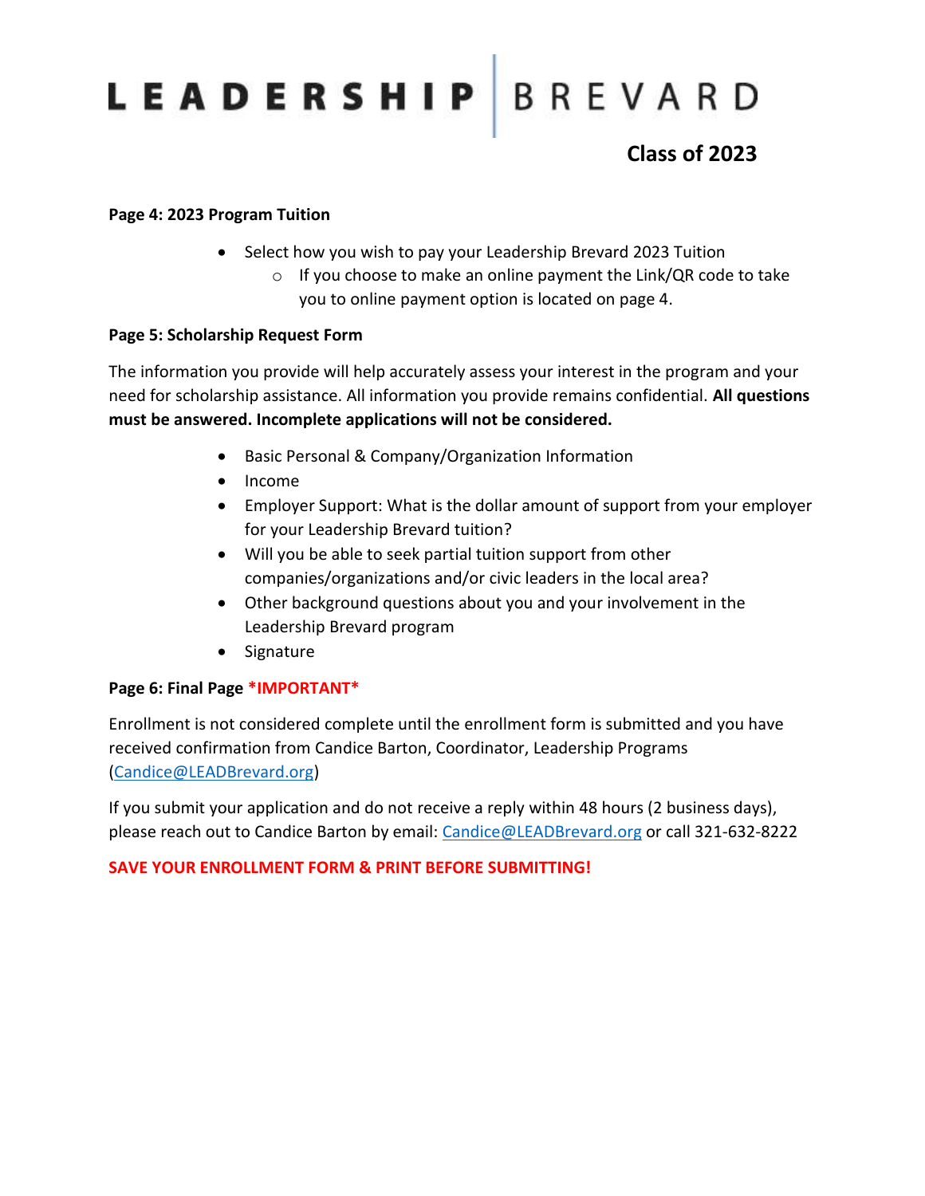# LEADERSHIP | BREVARD

## Class of 2023

**Page 4: 2023 Program Tuition**

- Select how you wish to pay your Leadership Brevard 2023 Tuition
  - If you choose to make an online payment the Link/QR code to take you to online payment option is located on page 4.

**Page 5: Scholarship Request Form**

The information you provide will help accurately assess your interest in the program and your need for scholarship assistance. All information you provide remains confidential. **All questions must be answered. Incomplete applications will not be considered.**

- Basic Personal & Company/Organization Information
- Income
- Employer Support: What is the dollar amount of support from your employer for your Leadership Brevard tuition?
- Will you be able to seek partial tuition support from other companies/organizations and/or civic leaders in the local area?
- Other background questions about you and your involvement in the Leadership Brevard program
- Signature

**Page 6: Final Page *IMPORTANT***

Enrollment is not considered complete until the enrollment form is submitted and you have received confirmation from Candice Barton, Coordinator, Leadership Programs (Candice@LEADBrevard.org)

If you submit your application and do not receive a reply within 48 hours (2 business days), please reach out to Candice Barton by email: Candice@LEADBrevard.org or call 321-632-8222

**SAVE YOUR ENROLLMENT FORM & PRINT BEFORE SUBMITTING!**